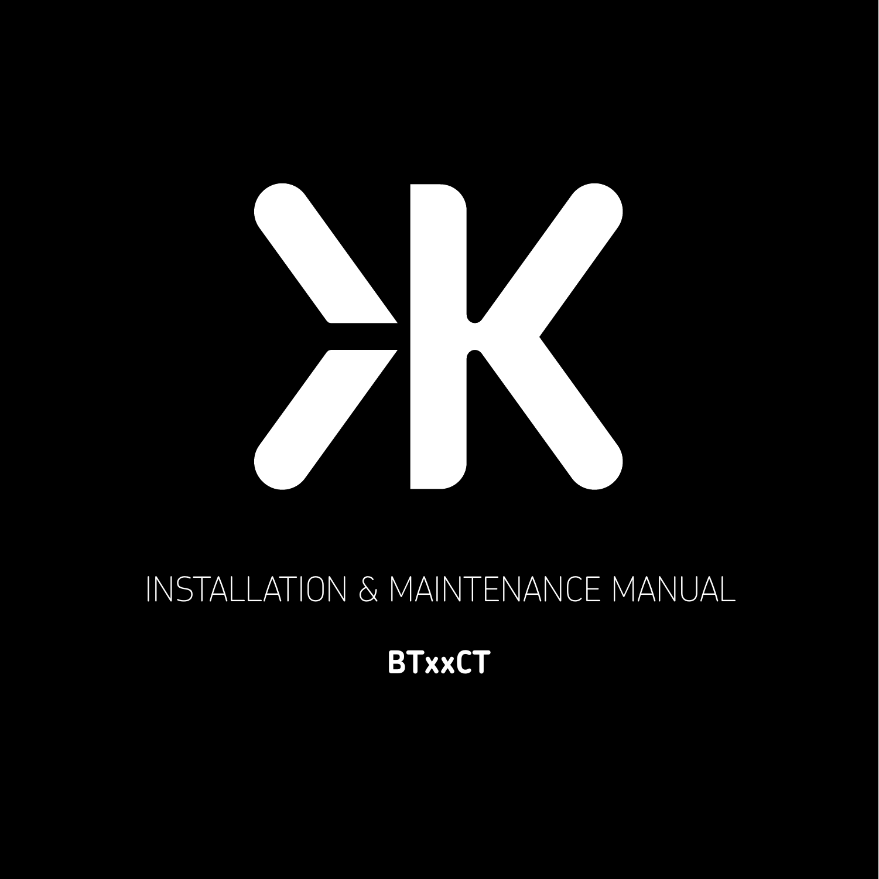# INSTALLATION & MAINTENANCE MANUAL

**BTxxCT**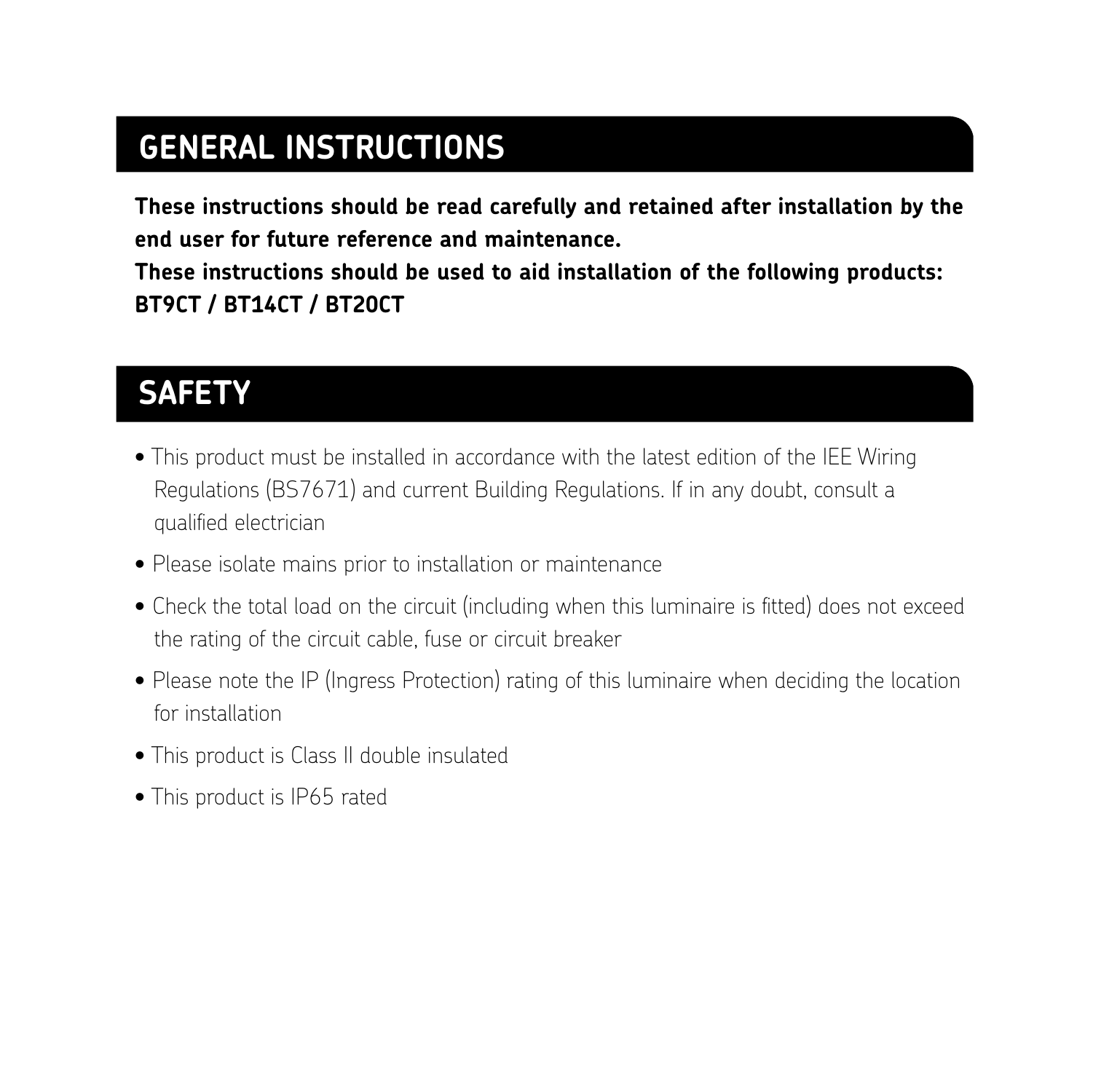## GENERAL INSTRUCTIONS

**These instructions should be read carefully and retained after installation by the end user for future reference and maintenance.**
**These instructions should be used to aid installation of the following products:**
**BT9CT / BT14CT / BT20CT**

## SAFETY

- This product must be installed in accordance with the latest edition of the IEE Wiring Regulations (BS7671) and current Building Regulations. If in any doubt, consult a qualified electrician
- Please isolate mains prior to installation or maintenance
- Check the total load on the circuit (including when this luminaire is fitted) does not exceed the rating of the circuit cable, fuse or circuit breaker
- Please note the IP (Ingress Protection) rating of this luminaire when deciding the location for installation
- This product is Class II double insulated
- This product is IP65 rated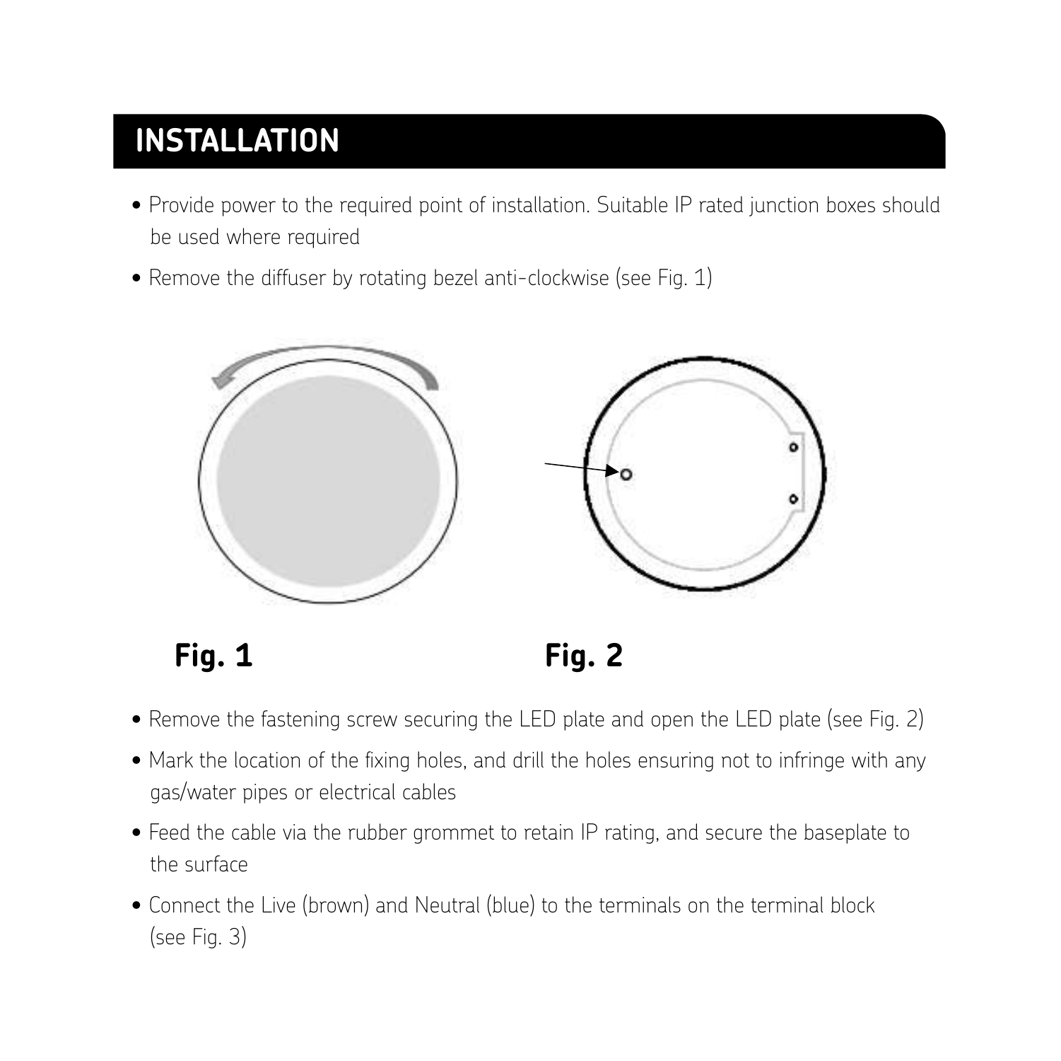# INSTALLATION

- Provide power to the required point of installation. Suitable IP rated junction boxes should be used where required
- Remove the diffuser by rotating bezel anti-clockwise (see Fig. 1)

**Fig. 1**

**Fig. 2**

- Remove the fastening screw securing the LED plate and open the LED plate (see Fig. 2)
- Mark the location of the fixing holes, and drill the holes ensuring not to infringe with any gas/water pipes or electrical cables
- Feed the cable via the rubber grommet to retain IP rating, and secure the baseplate to the surface
- Connect the Live (brown) and Neutral (blue) to the terminals on the terminal block (see Fig. 3)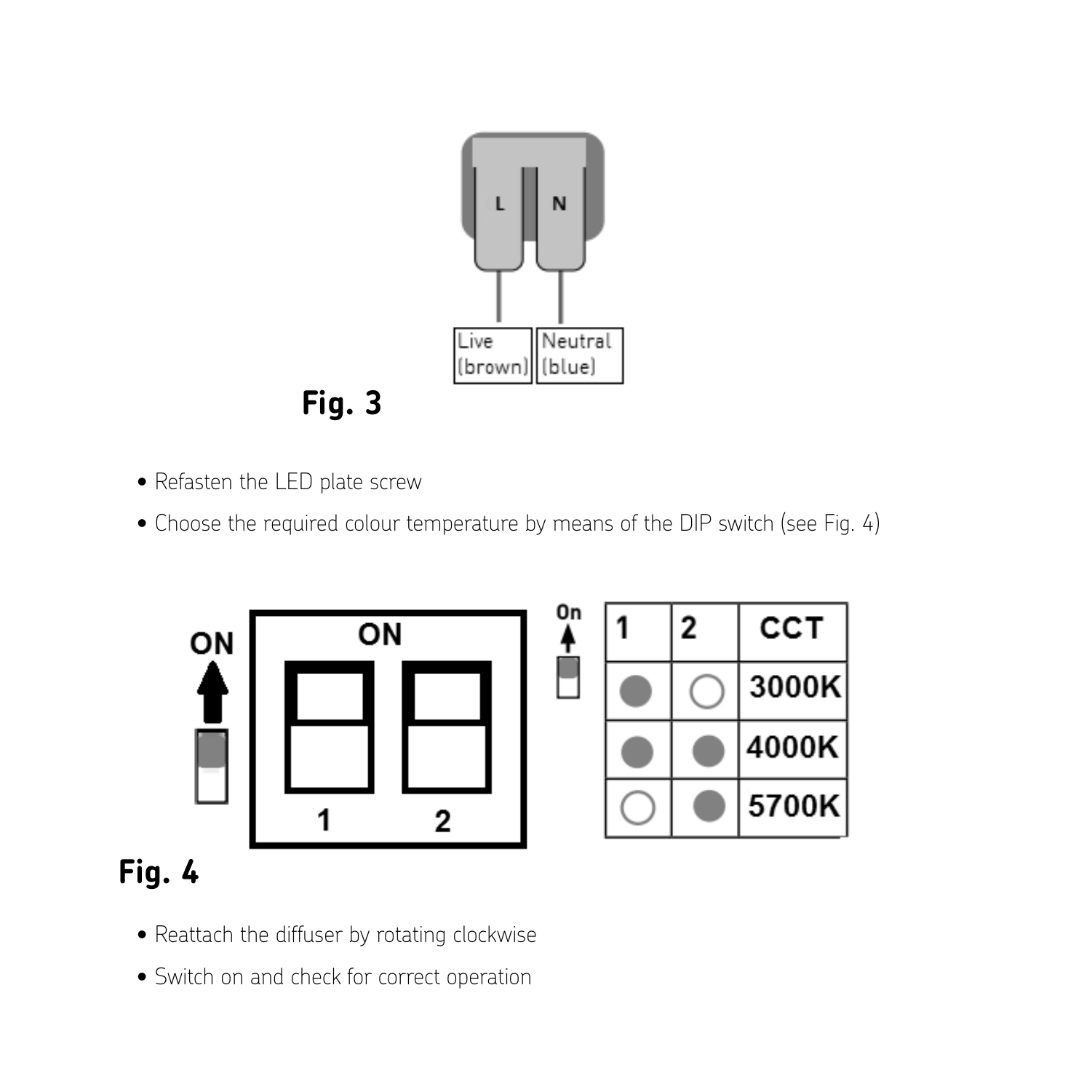L N

Live (brown) | Neutral (blue)

**Fig. 3**

- Refasten the LED plate screw
- Choose the required colour temperature by means of the DIP switch (see Fig. 4)

| 1 | 2 | CCT |
|---|---|---|
| ● | ○ | 3000K |
| ● | ● | 4000K |
| ○ | ● | 5700K |

**Fig. 4**

- Reattach the diffuser by rotating clockwise
- Switch on and check for correct operation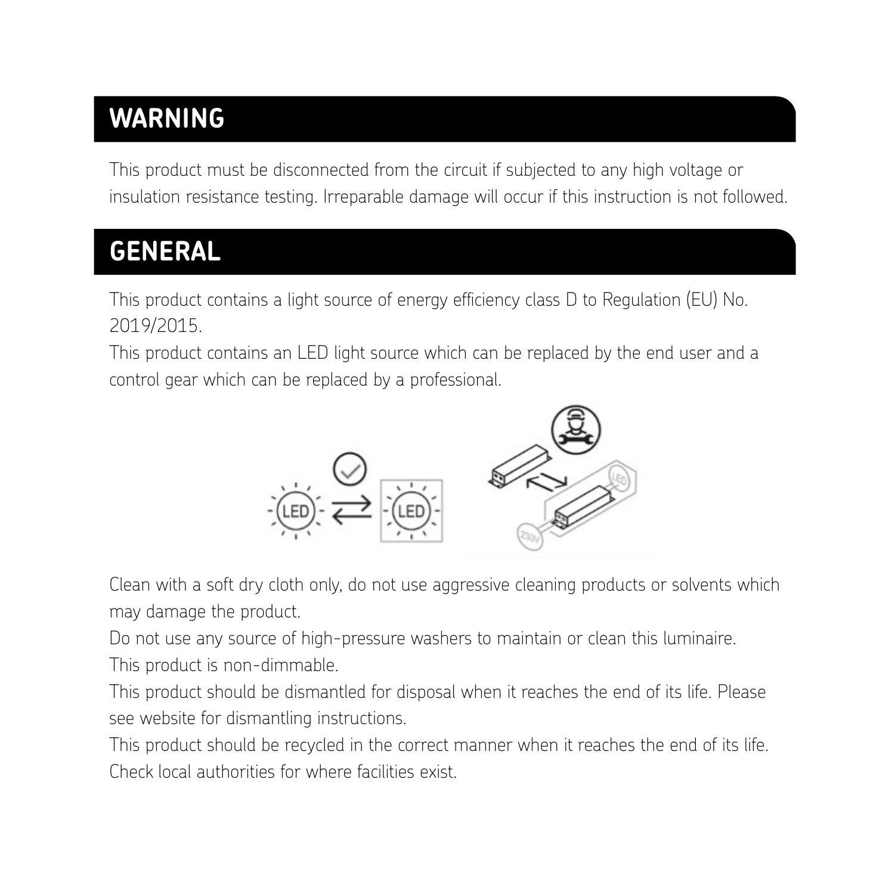## WARNING

This product must be disconnected from the circuit if subjected to any high voltage or insulation resistance testing. Irreparable damage will occur if this instruction is not followed.

## GENERAL

This product contains a light source of energy efficiency class D to Regulation (EU) No. 2019/2015.

This product contains an LED light source which can be replaced by the end user and a control gear which can be replaced by a professional.

Clean with a soft dry cloth only, do not use aggressive cleaning products or solvents which may damage the product.

Do not use any source of high-pressure washers to maintain or clean this luminaire.

This product is non-dimmable.

This product should be dismantled for disposal when it reaches the end of its life. Please see website for dismantling instructions.

This product should be recycled in the correct manner when it reaches the end of its life. Check local authorities for where facilities exist.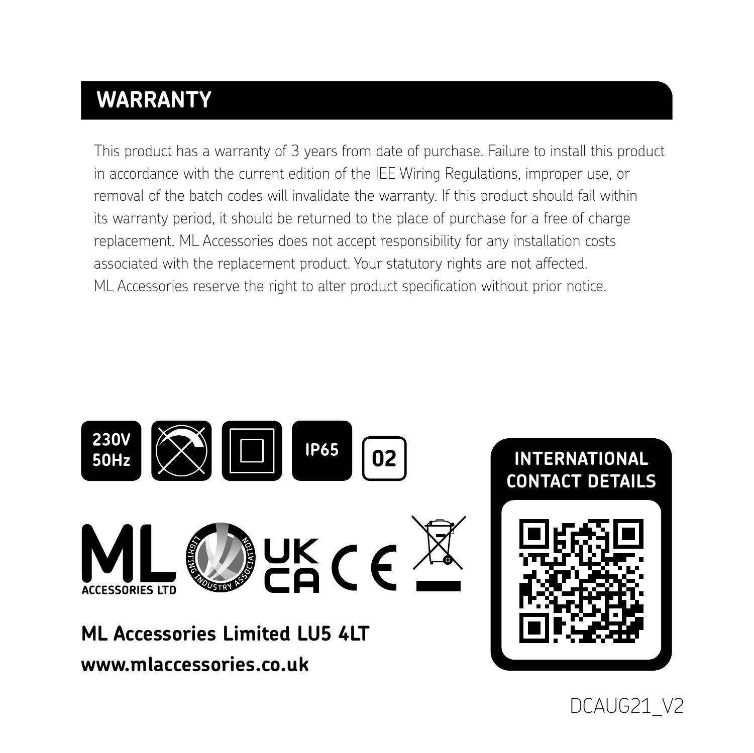## WARRANTY

This product has a warranty of 3 years from date of purchase. Failure to install this product in accordance with the current edition of the IEE Wiring Regulations, improper use, or removal of the batch codes will invalidate the warranty. If this product should fail within its warranty period, it should be returned to the place of purchase for a free of charge replacement. ML Accessories does not accept responsibility for any installation costs associated with the replacement product. Your statutory rights are not affected. ML Accessories reserve the right to alter product specification without prior notice.

230V 50Hz

IP65

02

ML ACCESSORIES LTD

LIGHTING INDUSTRY ASSOCIATION

UK CA

CE

INTERNATIONAL CONTACT DETAILS

**ML Accessories Limited LU5 4LT**

**www.mlaccessories.co.uk**

DCAUG21_V2